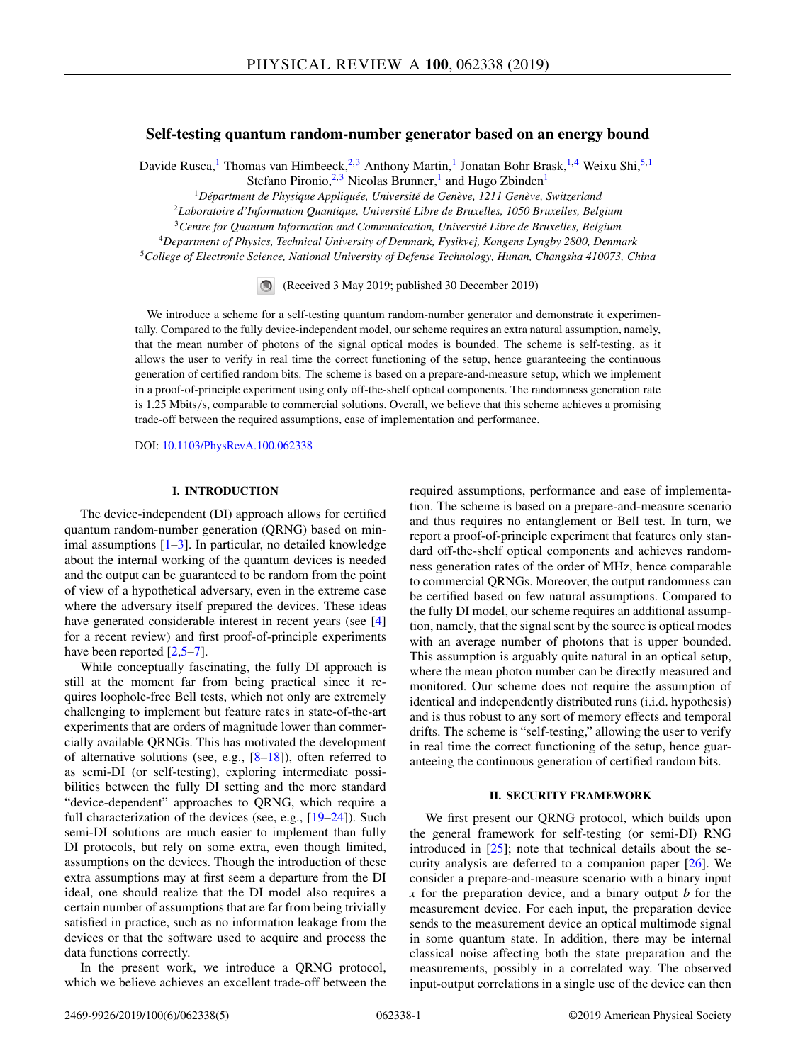# Self-testing quantum random-number generator based on an energy bound

Davide Rusca,[1] Thomas van Himbeeck,[2,3] Anthony Martin,[1] Jonatan Bohr Brask,[1,4] Weixu Shi,[5,1] Stefano Pironio,[2,3] Nicolas Brunner,[1] and Hugo Zbinden[1]

[1] *Département de Physique Appliquée, Université de Genève, 1211 Genève, Switzerland*
[2] *Laboratoire d'Information Quantique, Université Libre de Bruxelles, 1050 Bruxelles, Belgium*
[3] *Centre for Quantum Information and Communication, Université Libre de Bruxelles, Belgium*
[4] *Department of Physics, Technical University of Denmark, Fysikvej, Kongens Lyngby 2800, Denmark*
[5] *College of Electronic Science, National University of Defense Technology, Hunan, Changsha 410073, China*

(Received 3 May 2019; published 30 December 2019)

We introduce a scheme for a self-testing quantum random-number generator and demonstrate it experimentally. Compared to the fully device-independent model, our scheme requires an extra natural assumption, namely, that the mean number of photons of the signal optical modes is bounded. The scheme is self-testing, as it allows the user to verify in real time the correct functioning of the setup, hence guaranteeing the continuous generation of certified random bits. The scheme is based on a prepare-and-measure setup, which we implement in a proof-of-principle experiment using only off-the-shelf optical components. The randomness generation rate is 1.25 Mbits/s, comparable to commercial solutions. Overall, we believe that this scheme achieves a promising trade-off between the required assumptions, ease of implementation and performance.

DOI: 10.1103/PhysRevA.100.062338

## I. INTRODUCTION

The device-independent (DI) approach allows for certified quantum random-number generation (QRNG) based on minimal assumptions [1–3]. In particular, no detailed knowledge about the internal working of the quantum devices is needed and the output can be guaranteed to be random from the point of view of a hypothetical adversary, even in the extreme case where the adversary itself prepared the devices. These ideas have generated considerable interest in recent years (see [4] for a recent review) and first proof-of-principle experiments have been reported [2,5–7].

While conceptually fascinating, the fully DI approach is still at the moment far from being practical since it requires loophole-free Bell tests, which not only are extremely challenging to implement but feature rates in state-of-the-art experiments that are orders of magnitude lower than commercially available QRNGs. This has motivated the development of alternative solutions (see, e.g., [8–18]), often referred to as semi-DI (or self-testing), exploring intermediate possibilities between the fully DI setting and the more standard "device-dependent" approaches to QRNG, which require a full characterization of the devices (see, e.g., [19–24]). Such semi-DI solutions are much easier to implement than fully DI protocols, but rely on some extra, even though limited, assumptions on the devices. Though the introduction of these extra assumptions may at first seem a departure from the DI ideal, one should realize that the DI model also requires a certain number of assumptions that are far from being trivially satisfied in practice, such as no information leakage from the devices or that the software used to acquire and process the data functions correctly.

In the present work, we introduce a QRNG protocol, which we believe achieves an excellent trade-off between the required assumptions, performance and ease of implementation. The scheme is based on a prepare-and-measure scenario and thus requires no entanglement or Bell test. In turn, we report a proof-of-principle experiment that features only standard off-the-shelf optical components and achieves randomness generation rates of the order of MHz, hence comparable to commercial QRNGs. Moreover, the output randomness can be certified based on few natural assumptions. Compared to the fully DI model, our scheme requires an additional assumption, namely, that the signal sent by the source is optical modes with an average number of photons that is upper bounded. This assumption is arguably quite natural in an optical setup, where the mean photon number can be directly measured and monitored. Our scheme does not require the assumption of identical and independently distributed runs (i.i.d. hypothesis) and is thus robust to any sort of memory effects and temporal drifts. The scheme is "self-testing," allowing the user to verify in real time the correct functioning of the setup, hence guaranteeing the continuous generation of certified random bits.

## II. SECURITY FRAMEWORK

We first present our QRNG protocol, which builds upon the general framework for self-testing (or semi-DI) RNG introduced in [25]; note that technical details about the security analysis are deferred to a companion paper [26]. We consider a prepare-and-measure scenario with a binary input $x$ for the preparation device, and a binary output $b$ for the measurement device. For each input, the preparation device sends to the measurement device an optical multimode signal in some quantum state. In addition, there may be internal classical noise affecting both the state preparation and the measurements, possibly in a correlated way. The observed input-output correlations in a single use of the device can then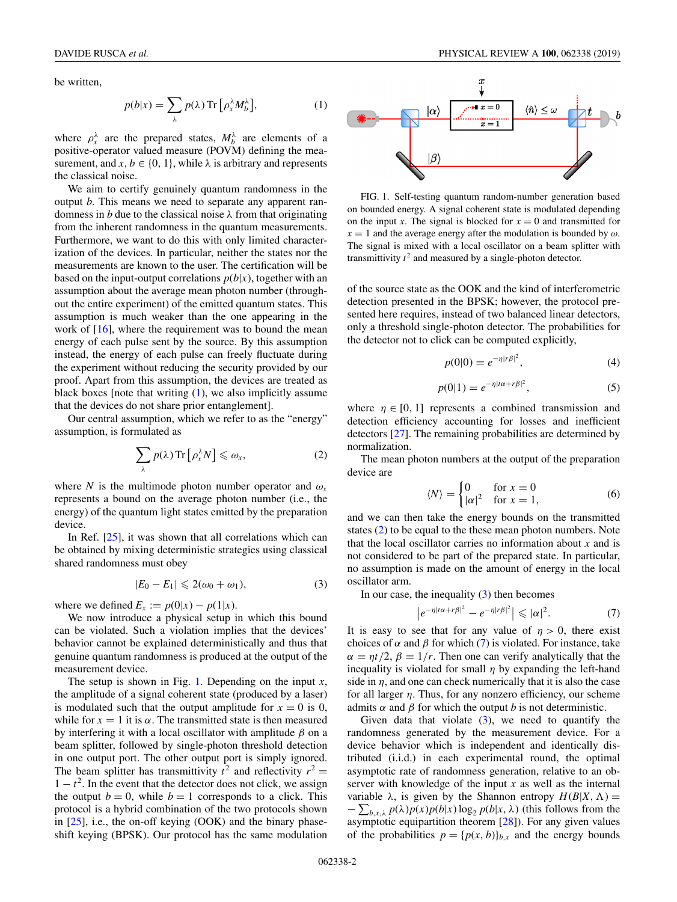be written,

$$p(b|x) = \sum_{\lambda} p(\lambda)\, \mathrm{Tr}\left[\rho_x^{\lambda} M_b^{\lambda}\right], \tag{1}$$

where $\rho_x^{\lambda}$ are the prepared states, $M_b^{\lambda}$ are elements of a positive-operator valued measure (POVM) defining the measurement, and $x, b \in \{0, 1\}$, while $\lambda$ is arbitrary and represents the classical noise.

We aim to certify genuinely quantum randomness in the output $b$. This means we need to separate any apparent randomness in $b$ due to the classical noise $\lambda$ from that originating from the inherent randomness in the quantum measurements. Furthermore, we want to do this with only limited characterization of the devices. In particular, neither the states nor the measurements are known to the user. The certification will be based on the input-output correlations $p(b|x)$, together with an assumption about the average mean photon number (throughout the entire experiment) of the emitted quantum states. This assumption is much weaker than the one appearing in the work of [16], where the requirement was to bound the mean energy of each pulse sent by the source. By this assumption instead, the energy of each pulse can freely fluctuate during the experiment without reducing the security provided by our proof. Apart from this assumption, the devices are treated as black boxes [note that writing (1), we also implicitly assume that the devices do not share prior entanglement].

Our central assumption, which we refer to as the "energy" assumption, is formulated as

$$\sum_{\lambda} p(\lambda)\, \mathrm{Tr}\left[\rho_x^{\lambda} N\right] \leqslant \omega_x, \tag{2}$$

where $N$ is the multimode photon number operator and $\omega_x$ represents a bound on the average photon number (i.e., the energy) of the quantum light states emitted by the preparation device.

In Ref. [25], it was shown that all correlations which can be obtained by mixing deterministic strategies using classical shared randomness must obey

$$|E_0 - E_1| \leqslant 2(\omega_0 + \omega_1), \tag{3}$$

where we defined $E_x := p(0|x) - p(1|x)$.

We now introduce a physical setup in which this bound can be violated. Such a violation implies that the devices' behavior cannot be explained deterministically and thus that genuine quantum randomness is produced at the output of the measurement device.

The setup is shown in Fig. 1. Depending on the input $x$, the amplitude of a signal coherent state (produced by a laser) is modulated such that the output amplitude for $x = 0$ is 0, while for $x = 1$ it is $\alpha$. The transmitted state is then measured by interfering it with a local oscillator with amplitude $\beta$ on a beam splitter, followed by single-photon threshold detection in one output port. The other output port is simply ignored. The beam splitter has transmittivity $t^2$ and reflectivity $r^2 = 1 - t^2$. In the event that the detector does not click, we assign the output $b = 0$, while $b = 1$ corresponds to a click. This protocol is a hybrid combination of the two protocols shown in [25], i.e., the on-off keying (OOK) and the binary phase-shift keying (BPSK). Our protocol has the same modulation of the source state as the OOK and the kind of interferometric detection presented in the BPSK; however, the protocol presented here requires, instead of two balanced linear detectors, only a threshold single-photon detector. The probabilities for the detector not to click can be computed explicitly,

FIG. 1. Self-testing quantum random-number generation based on bounded energy. A signal coherent state is modulated depending on the input $x$. The signal is blocked for $x = 0$ and transmitted for $x = 1$ and the average energy after the modulation is bounded by $\omega$. The signal is mixed with a local oscillator on a beam splitter with transmittivity $t^2$ and measured by a single-photon detector.

$$p(0|0) = e^{-\eta|r\beta|^2}, \tag{4}$$

$$p(0|1) = e^{-\eta|t\alpha + r\beta|^2}, \tag{5}$$

where $\eta \in [0, 1]$ represents a combined transmission and detection efficiency accounting for losses and inefficient detectors [27]. The remaining probabilities are determined by normalization.

The mean photon numbers at the output of the preparation device are

$$\langle N \rangle = \begin{cases} 0 & \text{for } x = 0 \\ |\alpha|^2 & \text{for } x = 1, \end{cases} \tag{6}$$

and we can then take the energy bounds on the transmitted states (2) to be equal to the these mean photon numbers. Note that the local oscillator carries no information about $x$ and is not considered to be part of the prepared state. In particular, no assumption is made on the amount of energy in the local oscillator arm.

In our case, the inequality (3) then becomes

$$\left| e^{-\eta|t\alpha + r\beta|^2} - e^{-\eta|r\beta|^2} \right| \leqslant |\alpha|^2. \tag{7}$$

It is easy to see that for any value of $\eta > 0$, there exist choices of $\alpha$ and $\beta$ for which (7) is violated. For instance, take $\alpha = \eta t/2$, $\beta = 1/r$. Then one can verify analytically that the inequality is violated for small $\eta$ by expanding the left-hand side in $\eta$, and one can check numerically that it is also the case for all larger $\eta$. Thus, for any nonzero efficiency, our scheme admits $\alpha$ and $\beta$ for which the output $b$ is not deterministic.

Given data that violate (3), we need to quantify the randomness generated by the measurement device. For a device behavior which is independent and identically distributed (i.i.d.) in each experimental round, the optimal asymptotic rate of randomness generation, relative to an observer with knowledge of the input $x$ as well as the internal variable $\lambda$, is given by the Shannon entropy $H(B|X, \Lambda) = -\sum_{b,x,\lambda} p(\lambda)p(x)p(b|x) \log_2 p(b|x, \lambda)$ (this follows from the asymptotic equipartition theorem [28]). For any given values of the probabilities $p = \{p(x, b)\}_{b,x}$ and the energy bounds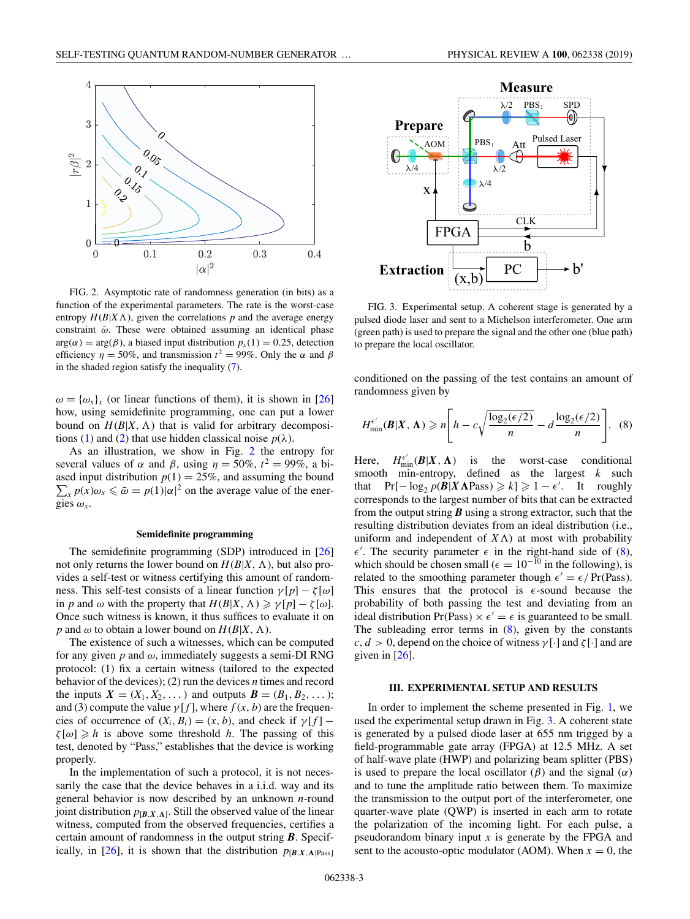FIG. 2. Asymptotic rate of randomness generation (in bits) as a function of the experimental parameters. The rate is the worst-case entropy $H(B|X\Lambda)$, given the correlations $p$ and the average energy constraint $\bar{\omega}$. These were obtained assuming an identical phase $\arg(\alpha) = \arg(\beta)$, a biased input distribution $p_x(1) = 0.25$, detection efficiency $\eta = 50\%$, and transmission $t^2 = 99\%$. Only the $\alpha$ and $\beta$ in the shaded region satisfy the inequality (7).

$\omega = \{\omega_x\}_x$ (or linear functions of them), it is shown in [26] how, using semidefinite programming, one can put a lower bound on $H(B|X,\Lambda)$ that is valid for arbitrary decompositions (1) and (2) that use hidden classical noise $p(\lambda)$.

As an illustration, we show in Fig. 2 the entropy for several values of $\alpha$ and $\beta$, using $\eta = 50\%$, $t^2 = 99\%$, a biased input distribution $p(1) = 25\%$, and assuming the bound $\sum_x p(x)\omega_x \leqslant \bar{\omega} = p(1)|\alpha|^2$ on the average value of the energies $\omega_x$.

### Semidefinite programming

The semidefinite programming (SDP) introduced in [26] not only returns the lower bound on $H(B|X,\Lambda)$, but also provides a self-test or witness certifying this amount of randomness. This self-test consists of a linear function $\gamma[p] - \zeta[\omega]$ in $p$ and $\omega$ with the property that $H(B|X,\Lambda) \geqslant \gamma[p] - \zeta[\omega]$. Once such witness is known, it thus suffices to evaluate it on $p$ and $\omega$ to obtain a lower bound on $H(B|X,\Lambda)$.

The existence of such a witnesses, which can be computed for any given $p$ and $\omega$, immediately suggests a semi-DI RNG protocol: (1) fix a certain witness (tailored to the expected behavior of the devices); (2) run the devices $n$ times and record the inputs $\boldsymbol{X} = (X_1, X_2, \dots)$ and outputs $\boldsymbol{B} = (B_1, B_2, \dots)$; and (3) compute the value $\gamma[f]$, where $f(x,b)$ are the frequencies of occurrence of $(X_i, B_i) = (x,b)$, and check if $\gamma[f] - \zeta[\omega] \geqslant h$ is above some threshold $h$. The passing of this test, denoted by "Pass," establishes that the device is working properly.

In the implementation of such a protocol, it is not necessarily the case that the device behaves in a i.i.d. way and its general behavior is now described by an unknown $n$-round joint distribution $p_{[\boldsymbol{B},\boldsymbol{X},\boldsymbol{\Lambda}]}$. Still the observed value of the linear witness, computed from the observed frequencies, certifies a certain amount of randomness in the output string $\boldsymbol{B}$. Specifically, in [26], it is shown that the distribution $p_{[\boldsymbol{B},\boldsymbol{X},\boldsymbol{\Lambda}|\text{Pass}]}$ conditioned on the passing of the test contains an amount of randomness given by

$$H_{\min}^{\epsilon'}(\boldsymbol{B}|\boldsymbol{X},\boldsymbol{\Lambda}) \geqslant n\left[h - c\sqrt{\frac{\log_2(\epsilon/2)}{n}} - d\frac{\log_2(\epsilon/2)}{n}\right]. \quad (8)$$

Here, $H_{\min}^{\epsilon'}(\boldsymbol{B}|\boldsymbol{X},\boldsymbol{\Lambda})$ is the worst-case conditional smooth min-entropy, defined as the largest $k$ such that $\Pr[-\log_2 p(\boldsymbol{B}|\boldsymbol{X}\boldsymbol{\Lambda}\text{Pass}) \geqslant k] \geqslant 1 - \epsilon'$. It roughly corresponds to the largest number of bits that can be extracted from the output string $\boldsymbol{B}$ using a strong extractor, such that the resulting distribution deviates from an ideal distribution (i.e., uniform and independent of $X\Lambda$) at most with probability $\epsilon'$. The security parameter $\epsilon$ in the right-hand side of (8), which should be chosen small ($\epsilon = 10^{-10}$ in the following), is related to the smoothing parameter though $\epsilon' = \epsilon/\Pr(\text{Pass})$. This ensures that the protocol is $\epsilon$-sound because the probability of both passing the test and deviating from an ideal distribution $\Pr(\text{Pass}) \times \epsilon' = \epsilon$ is guaranteed to be small. The subleading error terms in (8), given by the constants $c, d > 0$, depend on the choice of witness $\gamma[\cdot]$ and $\zeta[\cdot]$ and are given in [26].

FIG. 3. Experimental setup. A coherent stage is generated by a pulsed diode laser and sent to a Michelson interferometer. One arm (green path) is used to prepare the signal and the other one (blue path) to prepare the local oscillator.

## III. EXPERIMENTAL SETUP AND RESULTS

In order to implement the scheme presented in Fig. 1, we used the experimental setup drawn in Fig. 3. A coherent state is generated by a pulsed diode laser at 655 nm trigged by a field-programmable gate array (FPGA) at 12.5 MHz. A set of half-wave plate (HWP) and polarizing beam splitter (PBS) is used to prepare the local oscillator ($\beta$) and the signal ($\alpha$) and to tune the amplitude ratio between them. To maximize the transmission to the output port of the interferometer, one quarter-wave plate (QWP) is inserted in each arm to rotate the polarization of the incoming light. For each pulse, a pseudorandom binary input $x$ is generate by the FPGA and sent to the acousto-optic modulator (AOM). When $x = 0$, the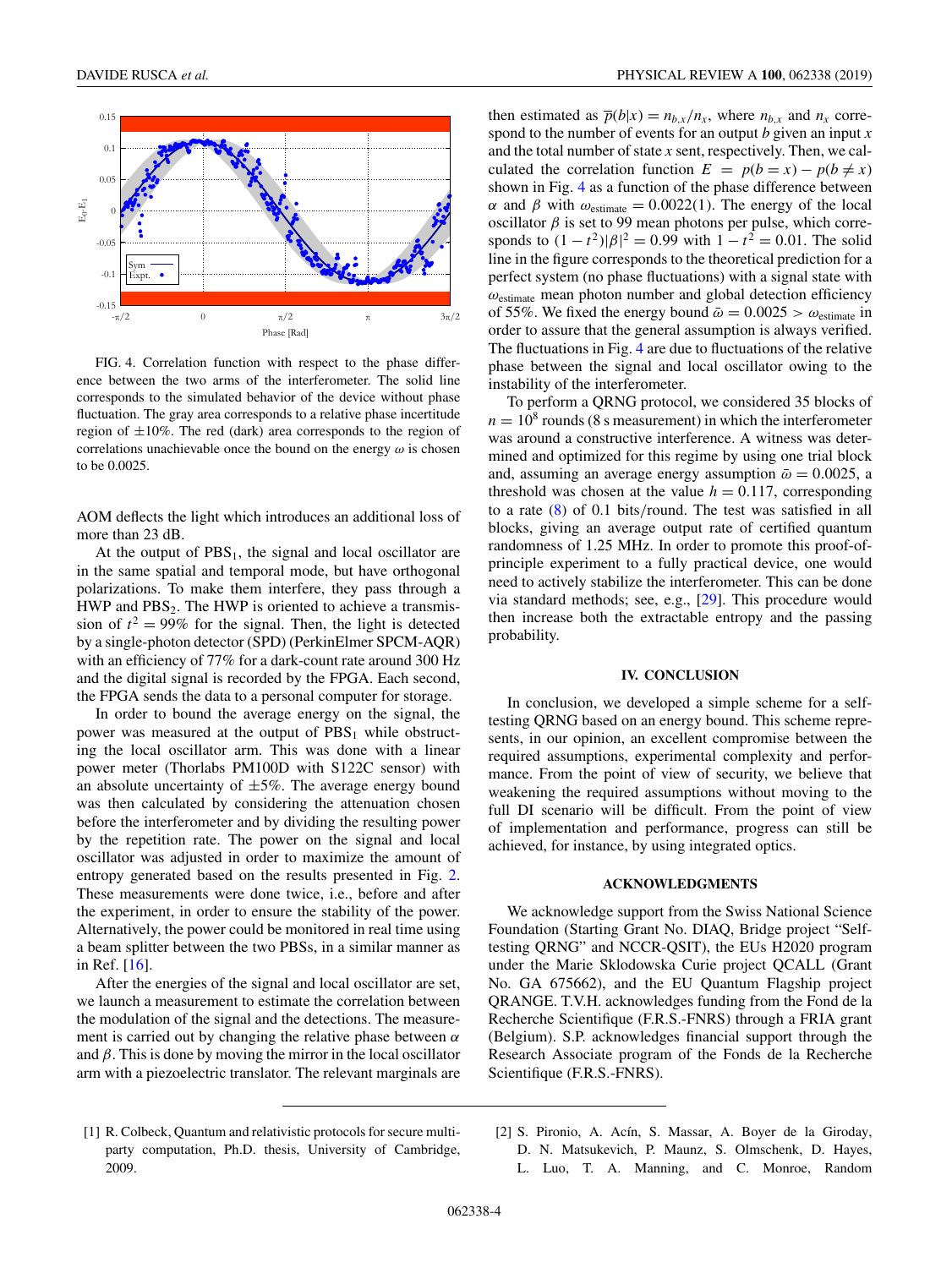FIG. 4. Correlation function with respect to the phase difference between the two arms of the interferometer. The solid line corresponds to the simulated behavior of the device without phase fluctuation. The gray area corresponds to a relative phase incertitude region of $\pm 10\%$. The red (dark) area corresponds to the region of correlations unachievable once the bound on the energy $\omega$ is chosen to be 0.0025.

AOM deflects the light which introduces an additional loss of more than 23 dB.

At the output of $PBS_1$, the signal and local oscillator are in the same spatial and temporal mode, but have orthogonal polarizations. To make them interfere, they pass through a HWP and $PBS_2$. The HWP is oriented to achieve a transmission of $t^2 = 99\%$ for the signal. Then, the light is detected by a single-photon detector (SPD) (PerkinElmer SPCM-AQR) with an efficiency of 77% for a dark-count rate around 300 Hz and the digital signal is recorded by the FPGA. Each second, the FPGA sends the data to a personal computer for storage.

In order to bound the average energy on the signal, the power was measured at the output of $PBS_1$ while obstructing the local oscillator arm. This was done with a linear power meter (Thorlabs PM100D with S122C sensor) with an absolute uncertainty of $\pm 5\%$. The average energy bound was then calculated by considering the attenuation chosen before the interferometer and by dividing the resulting power by the repetition rate. The power on the signal and local oscillator was adjusted in order to maximize the amount of entropy generated based on the results presented in Fig. 2. These measurements were done twice, i.e., before and after the experiment, in order to ensure the stability of the power. Alternatively, the power could be monitored in real time using a beam splitter between the two PBSs, in a similar manner as in Ref. [16].

After the energies of the signal and local oscillator are set, we launch a measurement to estimate the correlation between the modulation of the signal and the detections. The measurement is carried out by changing the relative phase between $\alpha$ and $\beta$. This is done by moving the mirror in the local oscillator arm with a piezoelectric translator. The relevant marginals are then estimated as $\overline{p}(b|x) = n_{b,x}/n_x$, where $n_{b,x}$ and $n_x$ correspond to the number of events for an output $b$ given an input $x$ and the total number of state $x$ sent, respectively. Then, we calculated the correlation function $E = p(b = x) - p(b \neq x)$ shown in Fig. 4 as a function of the phase difference between $\alpha$ and $\beta$ with $\omega_{\text{estimate}} = 0.0022(1)$. The energy of the local oscillator $\beta$ is set to 99 mean photons per pulse, which corresponds to $(1 - t^2)|\beta|^2 = 0.99$ with $1 - t^2 = 0.01$. The solid line in the figure corresponds to the theoretical prediction for a perfect system (no phase fluctuations) with a signal state with $\omega_{\text{estimate}}$ mean photon number and global detection efficiency of 55%. We fixed the energy bound $\bar{\omega} = 0.0025 > \omega_{\text{estimate}}$ in order to assure that the general assumption is always verified. The fluctuations in Fig. 4 are due to fluctuations of the relative phase between the signal and local oscillator owing to the instability of the interferometer.

To perform a QRNG protocol, we considered 35 blocks of $n = 10^8$ rounds (8 s measurement) in which the interferometer was around a constructive interference. A witness was determined and optimized for this regime by using one trial block and, assuming an average energy assumption $\bar{\omega} = 0.0025$, a threshold was chosen at the value $h = 0.117$, corresponding to a rate (8) of 0.1 bits/round. The test was satisfied in all blocks, giving an average output rate of certified quantum randomness of 1.25 MHz. In order to promote this proof-of-principle experiment to a fully practical device, one would need to actively stabilize the interferometer. This can be done via standard methods; see, e.g., [29]. This procedure would then increase both the extractable entropy and the passing probability.

## IV. CONCLUSION

In conclusion, we developed a simple scheme for a self-testing QRNG based on an energy bound. This scheme represents, in our opinion, an excellent compromise between the required assumptions, experimental complexity and performance. From the point of view of security, we believe that weakening the required assumptions without moving to the full DI scenario will be difficult. From the point of view of implementation and performance, progress can still be achieved, for instance, by using integrated optics.

## ACKNOWLEDGMENTS

We acknowledge support from the Swiss National Science Foundation (Starting Grant No. DIAQ, Bridge project "Self-testing QRNG" and NCCR-QSIT), the EUs H2020 program under the Marie Sklodowska Curie project QCALL (Grant No. GA 675662), and the EU Quantum Flagship project QRANGE. T.V.H. acknowledges funding from the Fond de la Recherche Scientifique (F.R.S.-FNRS) through a FRIA grant (Belgium). S.P. acknowledges financial support through the Research Associate program of the Fonds de la Recherche Scientifique (F.R.S.-FNRS).

---

[1] R. Colbeck, Quantum and relativistic protocols for secure multi-party computation, Ph.D. thesis, University of Cambridge, 2009.

[2] S. Pironio, A. Acín, S. Massar, A. Boyer de la Giroday, D. N. Matsukevich, P. Maunz, S. Olmschenk, D. Hayes, L. Luo, T. A. Manning, and C. Monroe, Random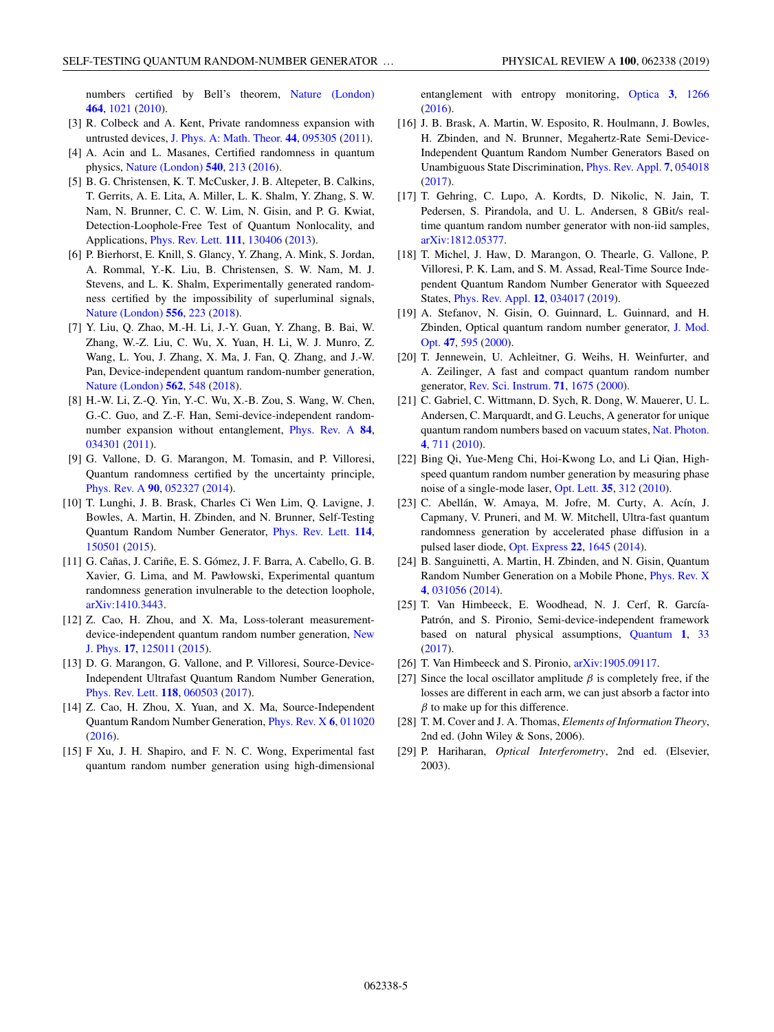numbers certified by Bell's theorem, Nature (London) **464**, 1021 (2010).

[3] R. Colbeck and A. Kent, Private randomness expansion with untrusted devices, J. Phys. A: Math. Theor. **44**, 095305 (2011).

[4] A. Acin and L. Masanes, Certified randomness in quantum physics, Nature (London) **540**, 213 (2016).

[5] B. G. Christensen, K. T. McCusker, J. B. Altepeter, B. Calkins, T. Gerrits, A. E. Lita, A. Miller, L. K. Shalm, Y. Zhang, S. W. Nam, N. Brunner, C. C. W. Lim, N. Gisin, and P. G. Kwiat, Detection-Loophole-Free Test of Quantum Nonlocality, and Applications, Phys. Rev. Lett. **111**, 130406 (2013).

[6] P. Bierhorst, E. Knill, S. Glancy, Y. Zhang, A. Mink, S. Jordan, A. Rommal, Y.-K. Liu, B. Christensen, S. W. Nam, M. J. Stevens, and L. K. Shalm, Experimentally generated randomness certified by the impossibility of superluminal signals, Nature (London) **556**, 223 (2018).

[7] Y. Liu, Q. Zhao, M.-H. Li, J.-Y. Guan, Y. Zhang, B. Bai, W. Zhang, W.-Z. Liu, C. Wu, X. Yuan, H. Li, W. J. Munro, Z. Wang, L. You, J. Zhang, X. Ma, J. Fan, Q. Zhang, and J.-W. Pan, Device-independent quantum random-number generation, Nature (London) **562**, 548 (2018).

[8] H.-W. Li, Z.-Q. Yin, Y.-C. Wu, X.-B. Zou, S. Wang, W. Chen, G.-C. Guo, and Z.-F. Han, Semi-device-independent random-number expansion without entanglement, Phys. Rev. A **84**, 034301 (2011).

[9] G. Vallone, D. G. Marangon, M. Tomasin, and P. Villoresi, Quantum randomness certified by the uncertainty principle, Phys. Rev. A **90**, 052327 (2014).

[10] T. Lunghi, J. B. Brask, Charles Ci Wen Lim, Q. Lavigne, J. Bowles, A. Martin, H. Zbinden, and N. Brunner, Self-Testing Quantum Random Number Generator, Phys. Rev. Lett. **114**, 150501 (2015).

[11] G. Cañas, J. Cariñe, E. S. Gómez, J. F. Barra, A. Cabello, G. B. Xavier, G. Lima, and M. Pawłowski, Experimental quantum randomness generation invulnerable to the detection loophole, arXiv:1410.3443.

[12] Z. Cao, H. Zhou, and X. Ma, Loss-tolerant measurement-device-independent quantum random number generation, New J. Phys. **17**, 125011 (2015).

[13] D. G. Marangon, G. Vallone, and P. Villoresi, Source-Device-Independent Ultrafast Quantum Random Number Generation, Phys. Rev. Lett. **118**, 060503 (2017).

[14] Z. Cao, H. Zhou, X. Yuan, and X. Ma, Source-Independent Quantum Random Number Generation, Phys. Rev. X **6**, 011020 (2016).

[15] F Xu, J. H. Shapiro, and F. N. C. Wong, Experimental fast quantum random number generation using high-dimensional entanglement with entropy monitoring, Optica **3**, 1266 (2016).

[16] J. B. Brask, A. Martin, W. Esposito, R. Houlmann, J. Bowles, H. Zbinden, and N. Brunner, Megahertz-Rate Semi-Device-Independent Quantum Random Number Generators Based on Unambiguous State Discrimination, Phys. Rev. Appl. **7**, 054018 (2017).

[17] T. Gehring, C. Lupo, A. Kordts, D. Nikolic, N. Jain, T. Pedersen, S. Pirandola, and U. L. Andersen, 8 GBit/s real-time quantum random number generator with non-iid samples, arXiv:1812.05377.

[18] T. Michel, J. Haw, D. Marangon, O. Thearle, G. Vallone, P. Villoresi, P. K. Lam, and S. M. Assad, Real-Time Source Independent Quantum Random Number Generator with Squeezed States, Phys. Rev. Appl. **12**, 034017 (2019).

[19] A. Stefanov, N. Gisin, O. Guinnard, L. Guinnard, and H. Zbinden, Optical quantum random number generator, J. Mod. Opt. **47**, 595 (2000).

[20] T. Jennewein, U. Achleitner, G. Weihs, H. Weinfurter, and A. Zeilinger, A fast and compact quantum random number generator, Rev. Sci. Instrum. **71**, 1675 (2000).

[21] C. Gabriel, C. Wittmann, D. Sych, R. Dong, W. Mauerer, U. L. Andersen, C. Marquardt, and G. Leuchs, A generator for unique quantum random numbers based on vacuum states, Nat. Photon. **4**, 711 (2010).

[22] Bing Qi, Yue-Meng Chi, Hoi-Kwong Lo, and Li Qian, High-speed quantum random number generation by measuring phase noise of a single-mode laser, Opt. Lett. **35**, 312 (2010).

[23] C. Abellán, W. Amaya, M. Jofre, M. Curty, A. Acín, J. Capmany, V. Pruneri, and M. W. Mitchell, Ultra-fast quantum randomness generation by accelerated phase diffusion in a pulsed laser diode, Opt. Express **22**, 1645 (2014).

[24] B. Sanguinetti, A. Martin, H. Zbinden, and N. Gisin, Quantum Random Number Generation on a Mobile Phone, Phys. Rev. X **4**, 031056 (2014).

[25] T. Van Himbeeck, E. Woodhead, N. J. Cerf, R. García-Patrón, and S. Pironio, Semi-device-independent framework based on natural physical assumptions, Quantum **1**, 33 (2017).

[26] T. Van Himbeeck and S. Pironio, arXiv:1905.09117.

[27] Since the local oscillator amplitude $\beta$ is completely free, if the losses are different in each arm, we can just absorb a factor into $\beta$ to make up for this difference.

[28] T. M. Cover and J. A. Thomas, *Elements of Information Theory*, 2nd ed. (John Wiley & Sons, 2006).

[29] P. Hariharan, *Optical Interferometry*, 2nd ed. (Elsevier, 2003).